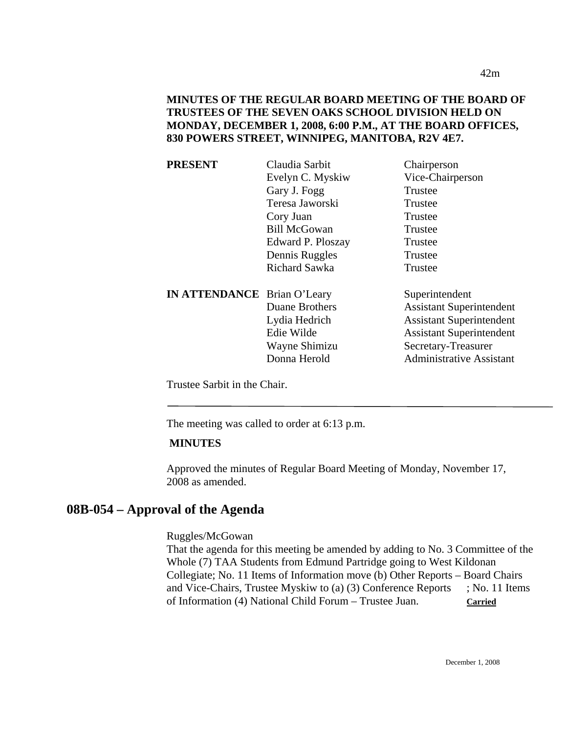**MINUTES OF THE REGULAR BOARD MEETING OF THE BOARD OF TRUSTEES OF THE SEVEN OAKS SCHOOL DIVISION HELD ON MONDAY, DECEMBER 1, 2008, 6:00 P.M., AT THE BOARD OFFICES, 830 POWERS STREET, WINNIPEG, MANITOBA, R2V 4E7.**

| | | |
|---|---|---|
| **PRESENT** | Claudia Sarbit | Chairperson |
| | Evelyn C. Myskiw | Vice-Chairperson |
| | Gary J. Fogg | Trustee |
| | Teresa Jaworski | Trustee |
| | Cory Juan | Trustee |
| | Bill McGowan | Trustee |
| | Edward P. Ploszay | Trustee |
| | Dennis Ruggles | Trustee |
| | Richard Sawka | Trustee |
| **IN ATTENDANCE** | Brian O'Leary | Superintendent |
| | Duane Brothers | Assistant Superintendent |
| | Lydia Hedrich | Assistant Superintendent |
| | Edie Wilde | Assistant Superintendent |
| | Wayne Shimizu | Secretary-Treasurer |
| | Donna Herold | Administrative Assistant |

Trustee Sarbit in the Chair.

---

The meeting was called to order at 6:13 p.m.

**MINUTES**

Approved the minutes of Regular Board Meeting of Monday, November 17, 2008 as amended.

## 08B-054 – Approval of the Agenda

Ruggles/McGowan

That the agenda for this meeting be amended by adding to No. 3 Committee of the Whole (7) TAA Students from Edmund Partridge going to West Kildonan Collegiate; No. 11 Items of Information move (b) Other Reports – Board Chairs and Vice-Chairs, Trustee Myskiw to (a) (3) Conference Reports ; No. 11 Items of Information (4) National Child Forum – Trustee Juan. **Carried**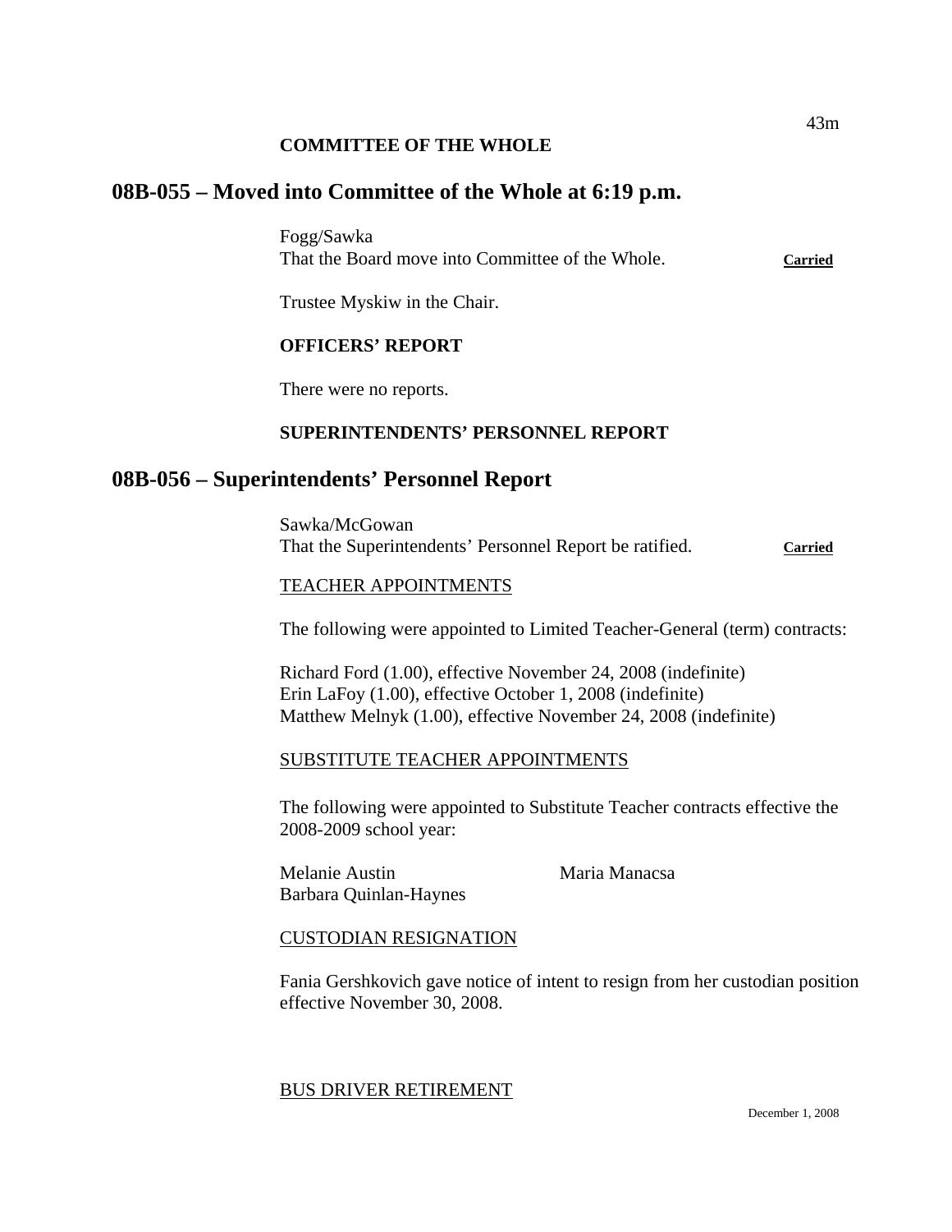**COMMITTEE OF THE WHOLE**

## 08B-055 – Moved into Committee of the Whole at 6:19 p.m.

Fogg/Sawka
That the Board move into Committee of the Whole. **Carried**

Trustee Myskiw in the Chair.

**OFFICERS' REPORT**

There were no reports.

**SUPERINTENDENTS' PERSONNEL REPORT**

## 08B-056 – Superintendents' Personnel Report

Sawka/McGowan
That the Superintendents' Personnel Report be ratified. **Carried**

TEACHER APPOINTMENTS

The following were appointed to Limited Teacher-General (term) contracts:

Richard Ford (1.00), effective November 24, 2008 (indefinite)
Erin LaFoy (1.00), effective October 1, 2008 (indefinite)
Matthew Melnyk (1.00), effective November 24, 2008 (indefinite)

SUBSTITUTE TEACHER APPOINTMENTS

The following were appointed to Substitute Teacher contracts effective the 2008-2009 school year:

Melanie Austin
Maria Manacsa
Barbara Quinlan-Haynes

CUSTODIAN RESIGNATION

Fania Gershkovich gave notice of intent to resign from her custodian position effective November 30, 2008.

BUS DRIVER RETIREMENT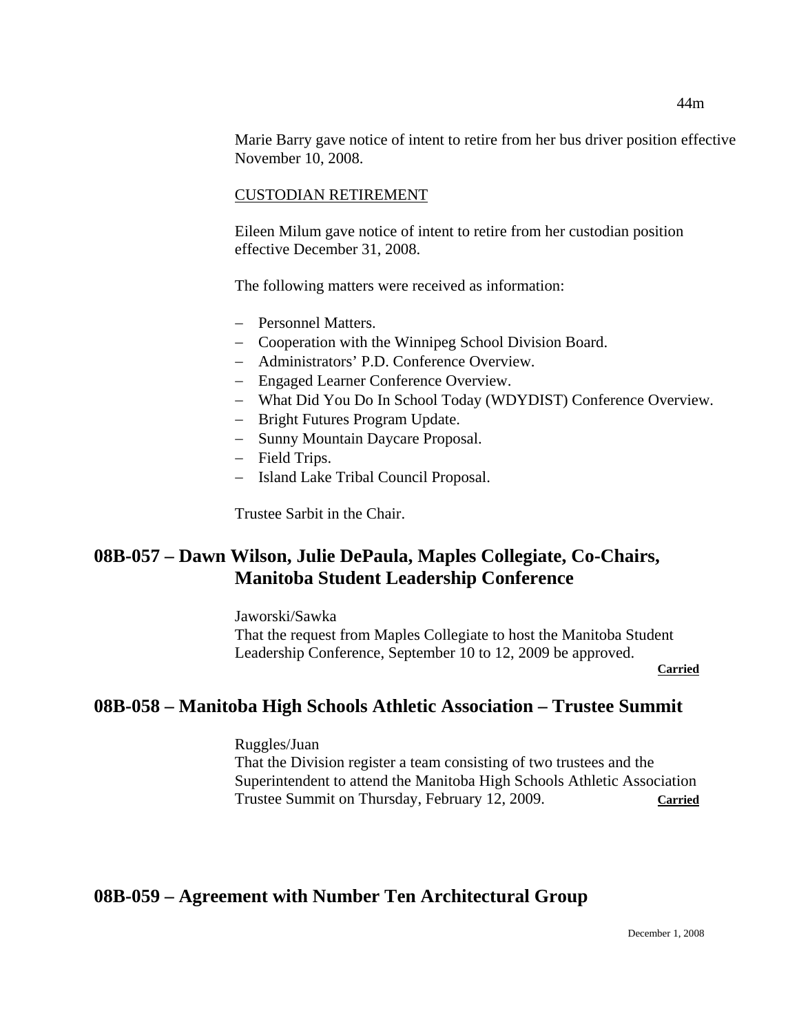Marie Barry gave notice of intent to retire from her bus driver position effective November 10, 2008.

CUSTODIAN RETIREMENT

Eileen Milum gave notice of intent to retire from her custodian position effective December 31, 2008.

The following matters were received as information:

- Personnel Matters.
- Cooperation with the Winnipeg School Division Board.
- Administrators' P.D. Conference Overview.
- Engaged Learner Conference Overview.
- What Did You Do In School Today (WDYDIST) Conference Overview.
- Bright Futures Program Update.
- Sunny Mountain Daycare Proposal.
- Field Trips.
- Island Lake Tribal Council Proposal.

Trustee Sarbit in the Chair.

## 08B-057 – Dawn Wilson, Julie DePaula, Maples Collegiate, Co-Chairs, Manitoba Student Leadership Conference

Jaworski/Sawka
That the request from Maples Collegiate to host the Manitoba Student Leadership Conference, September 10 to 12, 2009 be approved.

**Carried**

## 08B-058 – Manitoba High Schools Athletic Association – Trustee Summit

Ruggles/Juan
That the Division register a team consisting of two trustees and the Superintendent to attend the Manitoba High Schools Athletic Association Trustee Summit on Thursday, February 12, 2009.

**Carried**

## 08B-059 – Agreement with Number Ten Architectural Group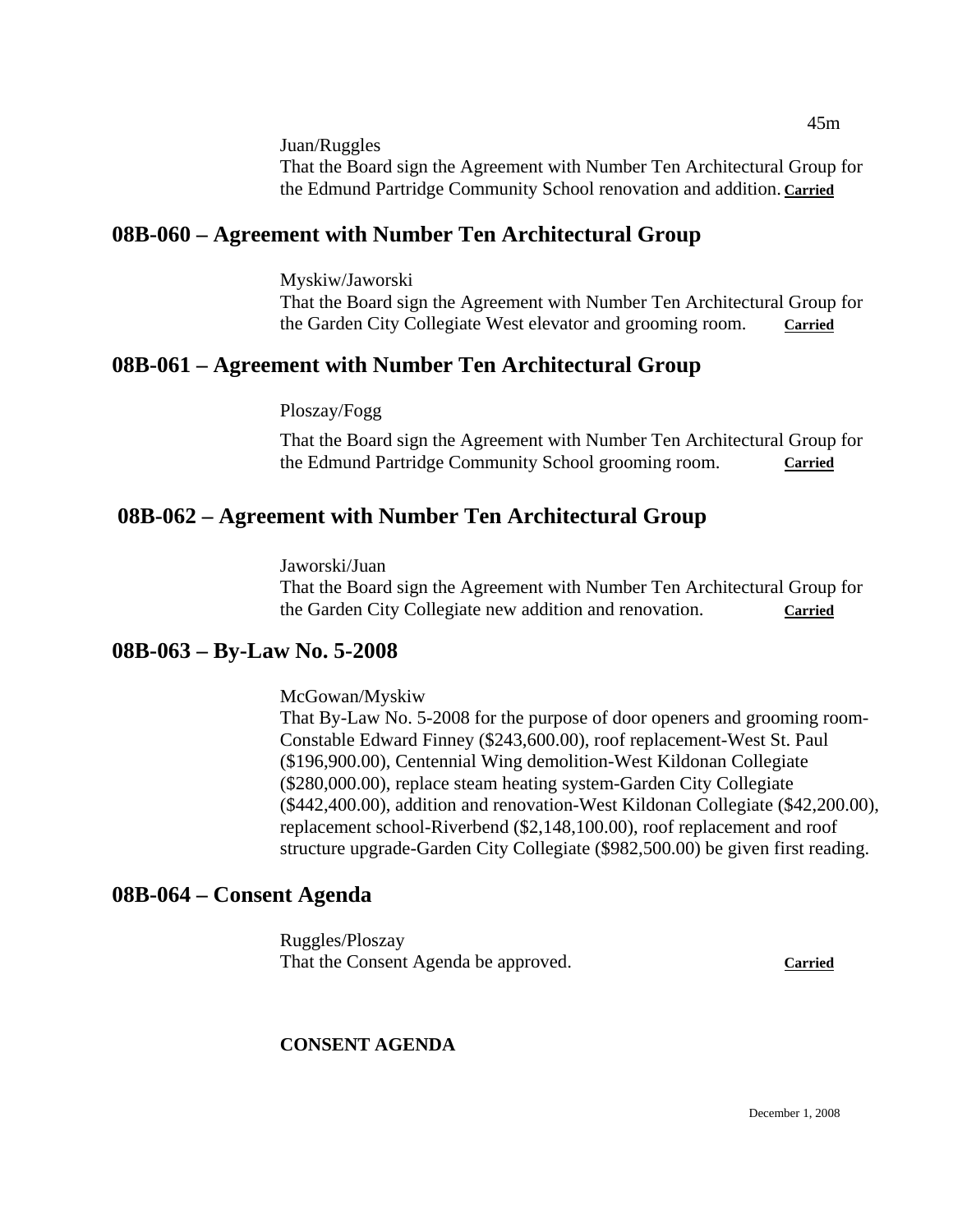Juan/Ruggles
That the Board sign the Agreement with Number Ten Architectural Group for the Edmund Partridge Community School renovation and addition. **Carried**

## 08B-060 – Agreement with Number Ten Architectural Group

Myskiw/Jaworski
That the Board sign the Agreement with Number Ten Architectural Group for the Garden City Collegiate West elevator and grooming room. **Carried**

## 08B-061 – Agreement with Number Ten Architectural Group

Ploszay/Fogg

That the Board sign the Agreement with Number Ten Architectural Group for the Edmund Partridge Community School grooming room. **Carried**

## 08B-062 – Agreement with Number Ten Architectural Group

Jaworski/Juan
That the Board sign the Agreement with Number Ten Architectural Group for the Garden City Collegiate new addition and renovation. **Carried**

## 08B-063 – By-Law No. 5-2008

McGowan/Myskiw
That By-Law No. 5-2008 for the purpose of door openers and grooming room-Constable Edward Finney ($243,600.00), roof replacement-West St. Paul ($196,900.00), Centennial Wing demolition-West Kildonan Collegiate ($280,000.00), replace steam heating system-Garden City Collegiate ($442,400.00), addition and renovation-West Kildonan Collegiate ($42,200.00), replacement school-Riverbend ($2,148,100.00), roof replacement and roof structure upgrade-Garden City Collegiate ($982,500.00) be given first reading.

## 08B-064 – Consent Agenda

Ruggles/Ploszay
That the Consent Agenda be approved. **Carried**

**CONSENT AGENDA**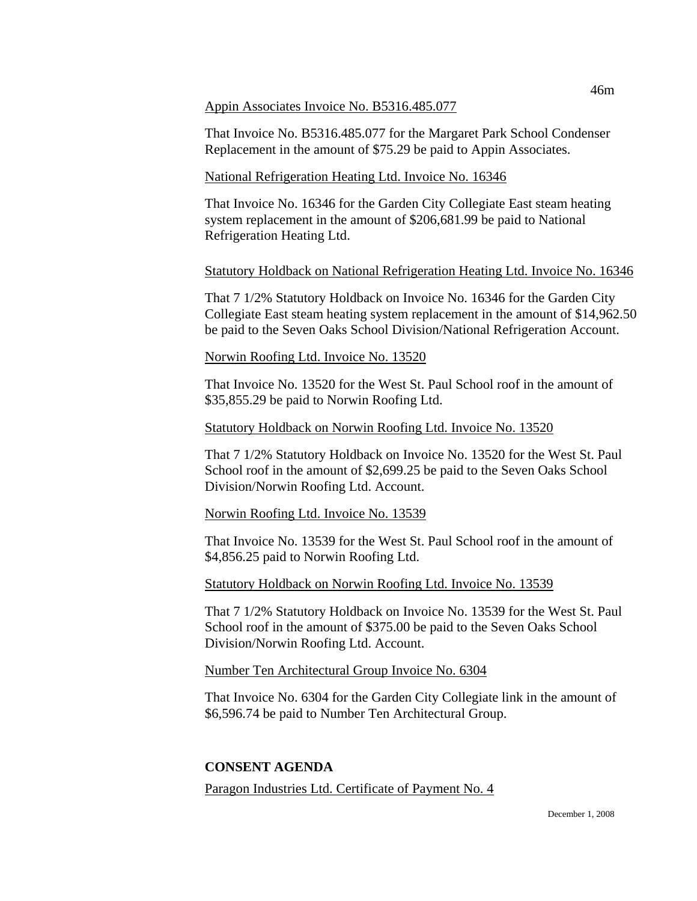Appin Associates Invoice No. B5316.485.077

That Invoice No. B5316.485.077 for the Margaret Park School Condenser Replacement in the amount of $75.29 be paid to Appin Associates.

National Refrigeration Heating Ltd. Invoice No. 16346

That Invoice No. 16346 for the Garden City Collegiate East steam heating system replacement in the amount of $206,681.99 be paid to National Refrigeration Heating Ltd.

Statutory Holdback on National Refrigeration Heating Ltd. Invoice No. 16346

That 7 1/2% Statutory Holdback on Invoice No. 16346 for the Garden City Collegiate East steam heating system replacement in the amount of $14,962.50 be paid to the Seven Oaks School Division/National Refrigeration Account.

Norwin Roofing Ltd. Invoice No. 13520

That Invoice No. 13520 for the West St. Paul School roof in the amount of $35,855.29 be paid to Norwin Roofing Ltd.

Statutory Holdback on Norwin Roofing Ltd. Invoice No. 13520

That 7 1/2% Statutory Holdback on Invoice No. 13520 for the West St. Paul School roof in the amount of $2,699.25 be paid to the Seven Oaks School Division/Norwin Roofing Ltd. Account.

Norwin Roofing Ltd. Invoice No. 13539

That Invoice No. 13539 for the West St. Paul School roof in the amount of $4,856.25 paid to Norwin Roofing Ltd.

Statutory Holdback on Norwin Roofing Ltd. Invoice No. 13539

That 7 1/2% Statutory Holdback on Invoice No. 13539 for the West St. Paul School roof in the amount of $375.00 be paid to the Seven Oaks School Division/Norwin Roofing Ltd. Account.

Number Ten Architectural Group Invoice No. 6304

That Invoice No. 6304 for the Garden City Collegiate link in the amount of $6,596.74 be paid to Number Ten Architectural Group.

**CONSENT AGENDA**

Paragon Industries Ltd. Certificate of Payment No. 4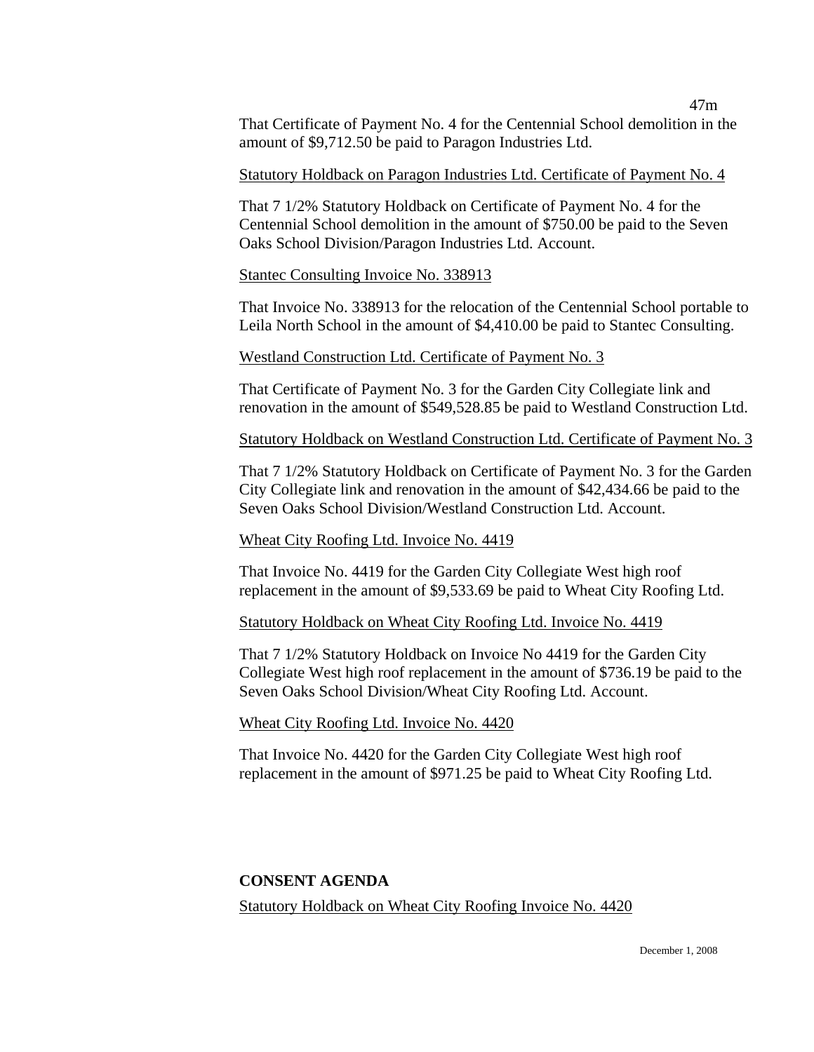That Certificate of Payment No. 4 for the Centennial School demolition in the amount of $9,712.50 be paid to Paragon Industries Ltd.

Statutory Holdback on Paragon Industries Ltd. Certificate of Payment No. 4

That 7 1/2% Statutory Holdback on Certificate of Payment No. 4 for the Centennial School demolition in the amount of $750.00 be paid to the Seven Oaks School Division/Paragon Industries Ltd. Account.

Stantec Consulting Invoice No. 338913

That Invoice No. 338913 for the relocation of the Centennial School portable to Leila North School in the amount of $4,410.00 be paid to Stantec Consulting.

Westland Construction Ltd. Certificate of Payment No. 3

That Certificate of Payment No. 3 for the Garden City Collegiate link and renovation in the amount of $549,528.85 be paid to Westland Construction Ltd.

Statutory Holdback on Westland Construction Ltd. Certificate of Payment No. 3

That 7 1/2% Statutory Holdback on Certificate of Payment No. 3 for the Garden City Collegiate link and renovation in the amount of $42,434.66 be paid to the Seven Oaks School Division/Westland Construction Ltd. Account.

Wheat City Roofing Ltd. Invoice No. 4419

That Invoice No. 4419 for the Garden City Collegiate West high roof replacement in the amount of $9,533.69 be paid to Wheat City Roofing Ltd.

Statutory Holdback on Wheat City Roofing Ltd. Invoice No. 4419

That 7 1/2% Statutory Holdback on Invoice No 4419 for the Garden City Collegiate West high roof replacement in the amount of $736.19 be paid to the Seven Oaks School Division/Wheat City Roofing Ltd. Account.

Wheat City Roofing Ltd. Invoice No. 4420

That Invoice No. 4420 for the Garden City Collegiate West high roof replacement in the amount of $971.25 be paid to Wheat City Roofing Ltd.

**CONSENT AGENDA**

Statutory Holdback on Wheat City Roofing Invoice No. 4420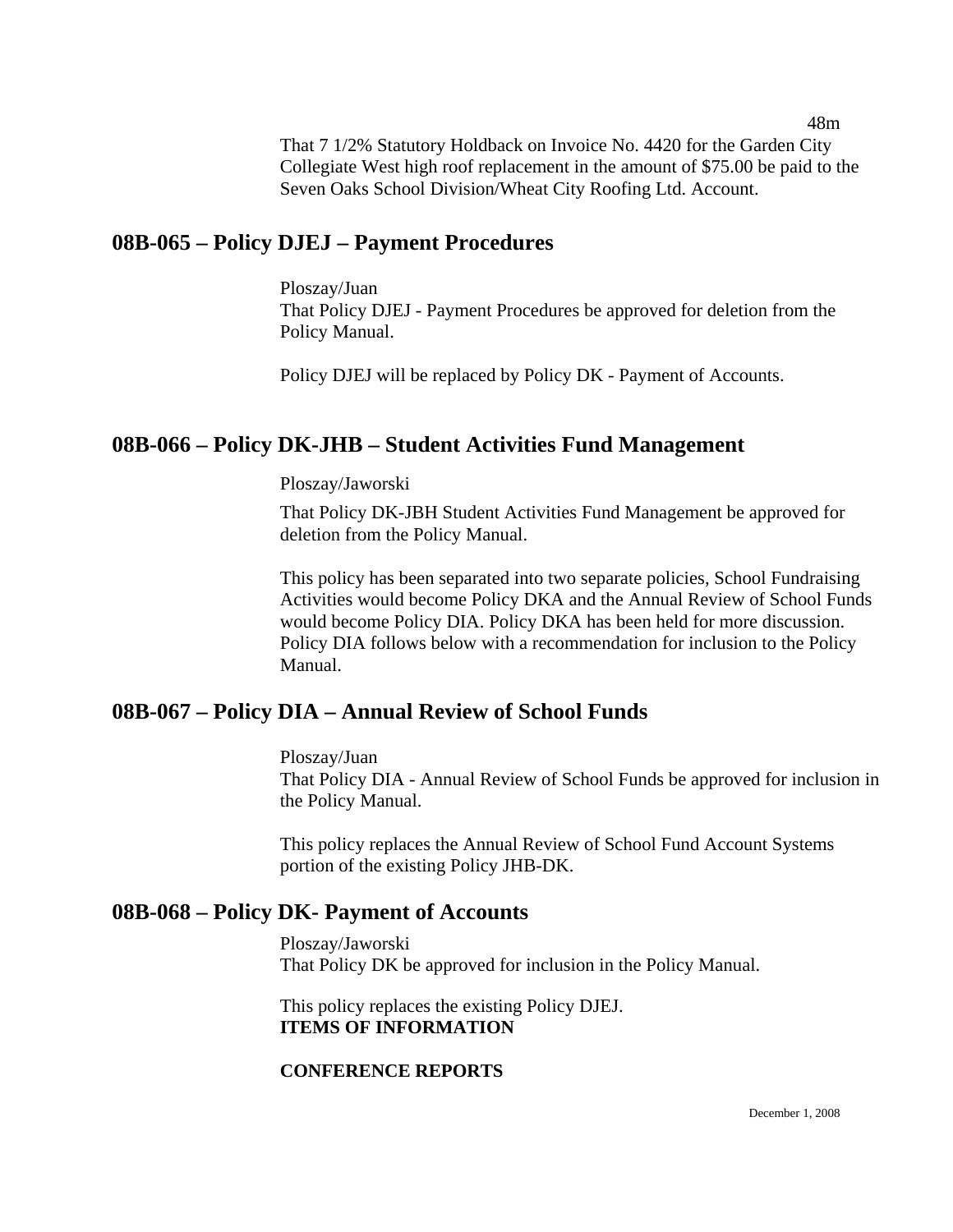That 7 1/2% Statutory Holdback on Invoice No. 4420 for the Garden City Collegiate West high roof replacement in the amount of $75.00 be paid to the Seven Oaks School Division/Wheat City Roofing Ltd. Account.

## 08B-065 – Policy DJEJ – Payment Procedures

Ploszay/Juan
That Policy DJEJ - Payment Procedures be approved for deletion from the Policy Manual.

Policy DJEJ will be replaced by Policy DK - Payment of Accounts.

## 08B-066 – Policy DK-JHB – Student Activities Fund Management

Ploszay/Jaworski

That Policy DK-JBH Student Activities Fund Management be approved for deletion from the Policy Manual.

This policy has been separated into two separate policies, School Fundraising Activities would become Policy DKA and the Annual Review of School Funds would become Policy DIA. Policy DKA has been held for more discussion. Policy DIA follows below with a recommendation for inclusion to the Policy Manual.

## 08B-067 – Policy DIA – Annual Review of School Funds

Ploszay/Juan
That Policy DIA - Annual Review of School Funds be approved for inclusion in the Policy Manual.

This policy replaces the Annual Review of School Fund Account Systems portion of the existing Policy JHB-DK.

## 08B-068 – Policy DK- Payment of Accounts

Ploszay/Jaworski
That Policy DK be approved for inclusion in the Policy Manual.

This policy replaces the existing Policy DJEJ.
**ITEMS OF INFORMATION**

**CONFERENCE REPORTS**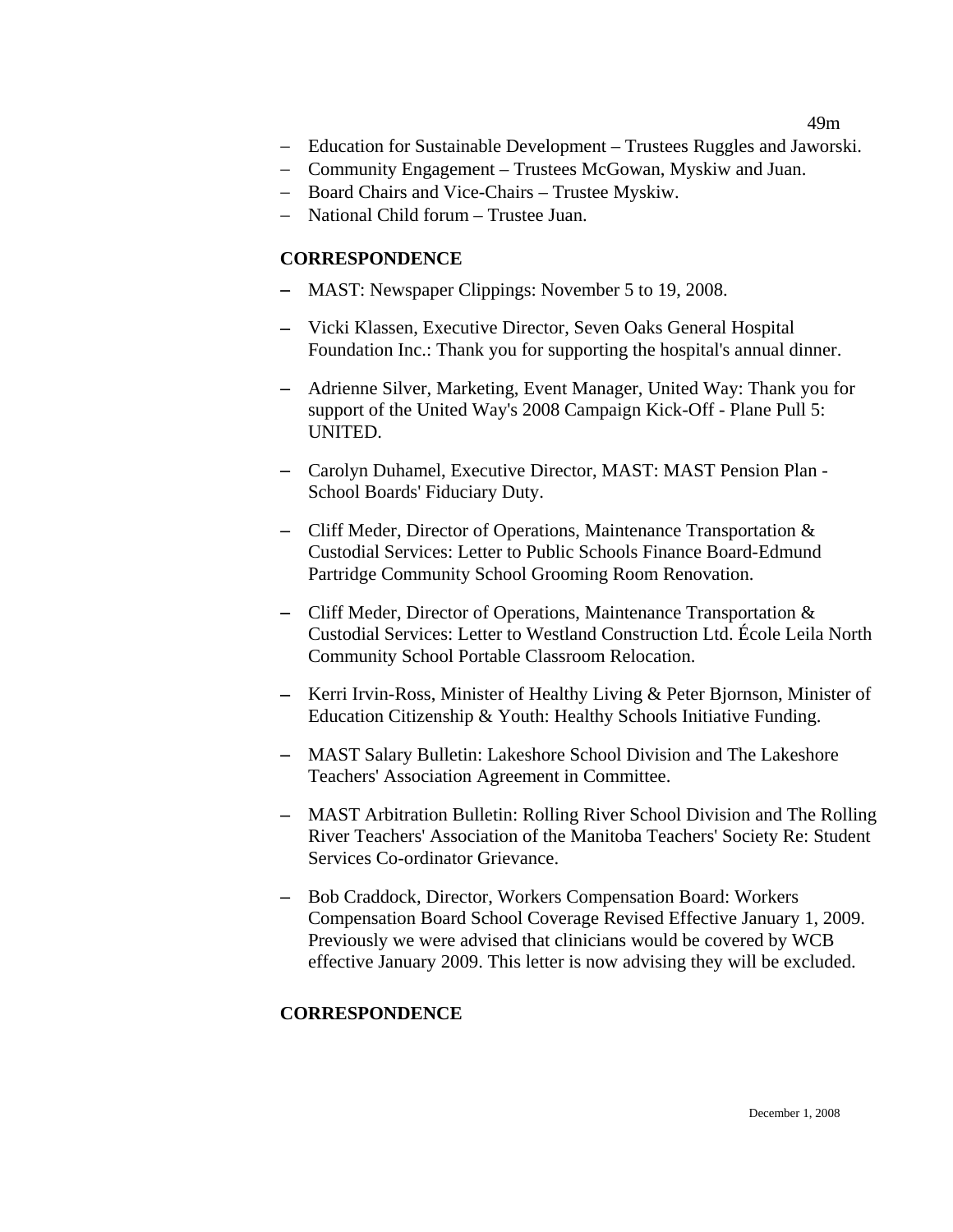- Education for Sustainable Development – Trustees Ruggles and Jaworski.
- Community Engagement – Trustees McGowan, Myskiw and Juan.
- Board Chairs and Vice-Chairs – Trustee Myskiw.
- National Child forum – Trustee Juan.

**CORRESPONDENCE**

- MAST: Newspaper Clippings: November 5 to 19, 2008.
- Vicki Klassen, Executive Director, Seven Oaks General Hospital Foundation Inc.: Thank you for supporting the hospital's annual dinner.
- Adrienne Silver, Marketing, Event Manager, United Way: Thank you for support of the United Way's 2008 Campaign Kick-Off - Plane Pull 5: UNITED.
- Carolyn Duhamel, Executive Director, MAST: MAST Pension Plan - School Boards' Fiduciary Duty.
- Cliff Meder, Director of Operations, Maintenance Transportation & Custodial Services: Letter to Public Schools Finance Board-Edmund Partridge Community School Grooming Room Renovation.
- Cliff Meder, Director of Operations, Maintenance Transportation & Custodial Services: Letter to Westland Construction Ltd. École Leila North Community School Portable Classroom Relocation.
- Kerri Irvin-Ross, Minister of Healthy Living & Peter Bjornson, Minister of Education Citizenship & Youth: Healthy Schools Initiative Funding.
- MAST Salary Bulletin: Lakeshore School Division and The Lakeshore Teachers' Association Agreement in Committee.
- MAST Arbitration Bulletin: Rolling River School Division and The Rolling River Teachers' Association of the Manitoba Teachers' Society Re: Student Services Co-ordinator Grievance.
- Bob Craddock, Director, Workers Compensation Board: Workers Compensation Board School Coverage Revised Effective January 1, 2009. Previously we were advised that clinicians would be covered by WCB effective January 2009. This letter is now advising they will be excluded.

**CORRESPONDENCE**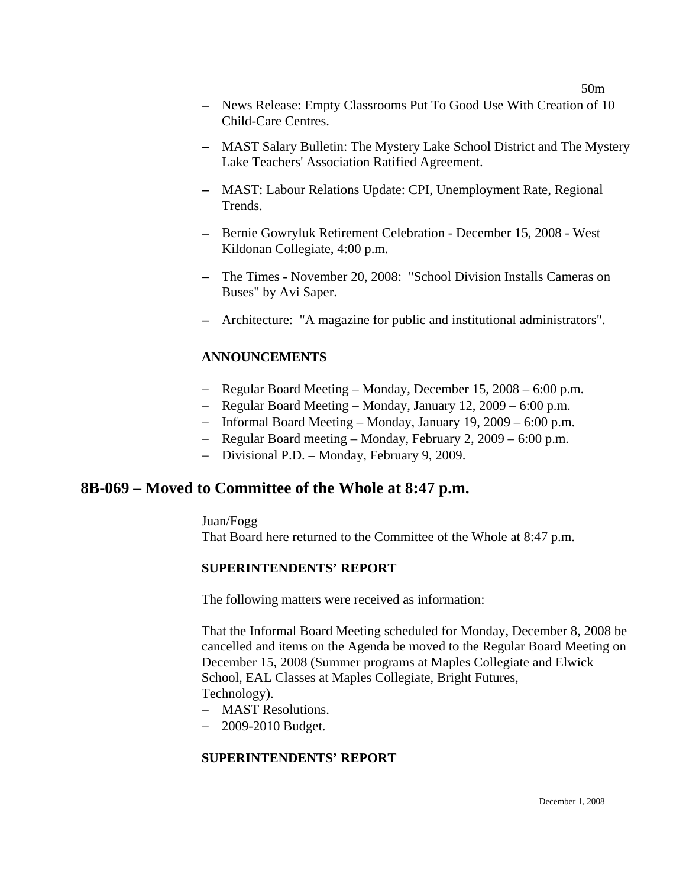- News Release: Empty Classrooms Put To Good Use With Creation of 10 Child-Care Centres.
- MAST Salary Bulletin: The Mystery Lake School District and The Mystery Lake Teachers' Association Ratified Agreement.
- MAST: Labour Relations Update: CPI, Unemployment Rate, Regional Trends.
- Bernie Gowryluk Retirement Celebration - December 15, 2008 - West Kildonan Collegiate, 4:00 p.m.
- The Times - November 20, 2008: "School Division Installs Cameras on Buses" by Avi Saper.
- Architecture: "A magazine for public and institutional administrators".

**ANNOUNCEMENTS**

- Regular Board Meeting – Monday, December 15, 2008 – 6:00 p.m.
- Regular Board Meeting – Monday, January 12, 2009 – 6:00 p.m.
- Informal Board Meeting – Monday, January 19, 2009 – 6:00 p.m.
- Regular Board meeting – Monday, February 2, 2009 – 6:00 p.m.
- Divisional P.D. – Monday, February 9, 2009.

## 8B-069 – Moved to Committee of the Whole at 8:47 p.m.

Juan/Fogg
That Board here returned to the Committee of the Whole at 8:47 p.m.

**SUPERINTENDENTS' REPORT**

The following matters were received as information:

That the Informal Board Meeting scheduled for Monday, December 8, 2008 be cancelled and items on the Agenda be moved to the Regular Board Meeting on December 15, 2008 (Summer programs at Maples Collegiate and Elwick School, EAL Classes at Maples Collegiate, Bright Futures, Technology).

- MAST Resolutions.
- 2009-2010 Budget.

**SUPERINTENDENTS' REPORT**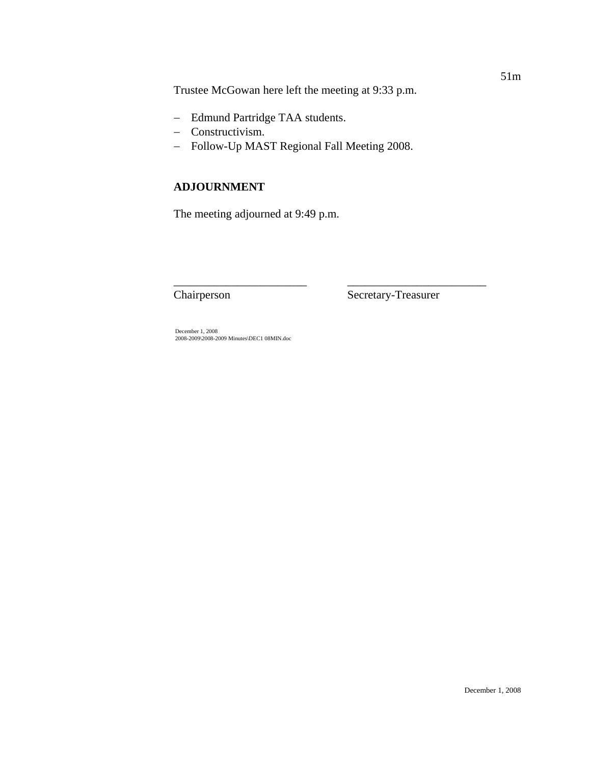Trustee McGowan here left the meeting at 9:33 p.m.

- Edmund Partridge TAA students.
- Constructivism.
- Follow-Up MAST Regional Fall Meeting 2008.

**ADJOURNMENT**

The meeting adjourned at 9:49 p.m.

| | |
|---|---|
| _______________________ | ________________________ |
| Chairperson | Secretary-Treasurer |

December 1, 2008
2008-2009\2008-2009 Minutes\DEC1 08MIN.doc